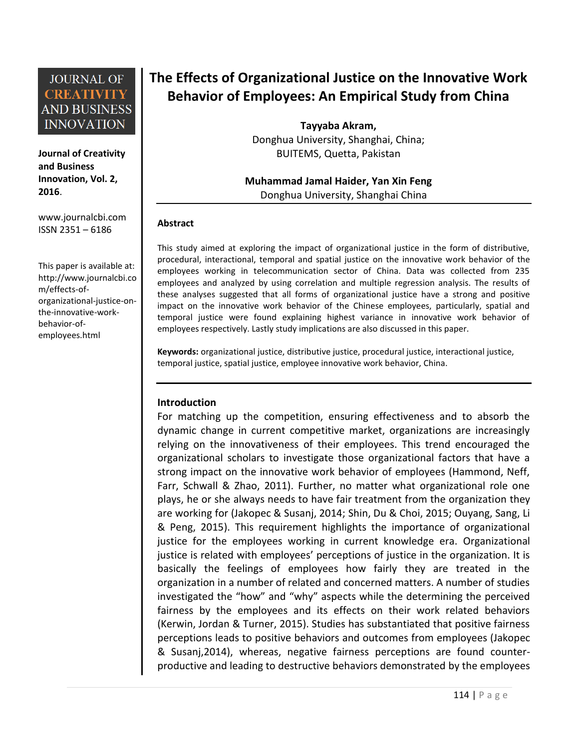# The Effects of Organizational Justice on the Innovative Work Behavior of Employees: An Empirical Study from China

**Tayyaba Akram,**
Donghua University, Shanghai, China;
BUITEMS, Quetta, Pakistan

**Muhammad Jamal Haider, Yan Xin Feng**
Donghua University, Shanghai China

JOURNAL OF CREATIVITY AND BUSINESS INNOVATION

**Journal of Creativity and Business Innovation, Vol. 2, 2016**.

www.journalcbi.com
ISSN 2351 – 6186

This paper is available at: http://www.journalcbi.com/effects-of-organizational-justice-on-the-innovative-work-behavior-of-employees.html

## Abstract

This study aimed at exploring the impact of organizational justice in the form of distributive, procedural, interactional, temporal and spatial justice on the innovative work behavior of the employees working in telecommunication sector of China. Data was collected from 235 employees and analyzed by using correlation and multiple regression analysis. The results of these analyses suggested that all forms of organizational justice have a strong and positive impact on the innovative work behavior of the Chinese employees, particularly, spatial and temporal justice were found explaining highest variance in innovative work behavior of employees respectively. Lastly study implications are also discussed in this paper.

**Keywords:** organizational justice, distributive justice, procedural justice, interactional justice, temporal justice, spatial justice, employee innovative work behavior, China.

## Introduction

For matching up the competition, ensuring effectiveness and to absorb the dynamic change in current competitive market, organizations are increasingly relying on the innovativeness of their employees. This trend encouraged the organizational scholars to investigate those organizational factors that have a strong impact on the innovative work behavior of employees (Hammond, Neff, Farr, Schwall & Zhao, 2011). Further, no matter what organizational role one plays, he or she always needs to have fair treatment from the organization they are working for (Jakopec & Susanj, 2014; Shin, Du & Choi, 2015; Ouyang, Sang, Li & Peng, 2015). This requirement highlights the importance of organizational justice for the employees working in current knowledge era. Organizational justice is related with employees' perceptions of justice in the organization. It is basically the feelings of employees how fairly they are treated in the organization in a number of related and concerned matters. A number of studies investigated the "how" and "why" aspects while the determining the perceived fairness by the employees and its effects on their work related behaviors (Kerwin, Jordan & Turner, 2015). Studies has substantiated that positive fairness perceptions leads to positive behaviors and outcomes from employees (Jakopec & Susanj,2014), whereas, negative fairness perceptions are found counter-productive and leading to destructive behaviors demonstrated by the employees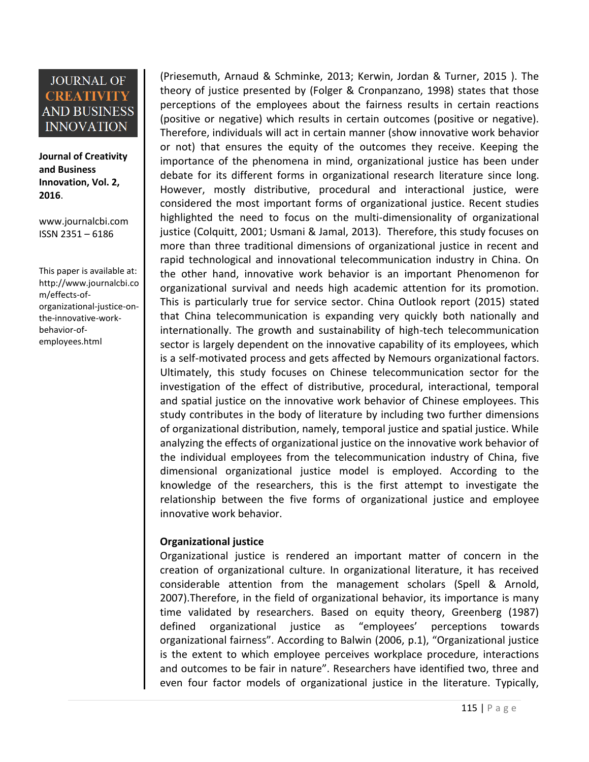(Priesemuth, Arnaud & Schminke, 2013; Kerwin, Jordan & Turner, 2015 ). The theory of justice presented by (Folger & Cronpanzano, 1998) states that those perceptions of the employees about the fairness results in certain reactions (positive or negative) which results in certain outcomes (positive or negative). Therefore, individuals will act in certain manner (show innovative work behavior or not) that ensures the equity of the outcomes they receive. Keeping the importance of the phenomena in mind, organizational justice has been under debate for its different forms in organizational research literature since long. However, mostly distributive, procedural and interactional justice, were considered the most important forms of organizational justice. Recent studies highlighted the need to focus on the multi-dimensionality of organizational justice (Colquitt, 2001; Usmani & Jamal, 2013). Therefore, this study focuses on more than three traditional dimensions of organizational justice in recent and rapid technological and innovational telecommunication industry in China. On the other hand, innovative work behavior is an important Phenomenon for organizational survival and needs high academic attention for its promotion. This is particularly true for service sector. China Outlook report (2015) stated that China telecommunication is expanding very quickly both nationally and internationally. The growth and sustainability of high-tech telecommunication sector is largely dependent on the innovative capability of its employees, which is a self-motivated process and gets affected by Nemours organizational factors. Ultimately, this study focuses on Chinese telecommunication sector for the investigation of the effect of distributive, procedural, interactional, temporal and spatial justice on the innovative work behavior of Chinese employees. This study contributes in the body of literature by including two further dimensions of organizational distribution, namely, temporal justice and spatial justice. While analyzing the effects of organizational justice on the innovative work behavior of the individual employees from the telecommunication industry of China, five dimensional organizational justice model is employed. According to the knowledge of the researchers, this is the first attempt to investigate the relationship between the five forms of organizational justice and employee innovative work behavior.

**Organizational justice**

Organizational justice is rendered an important matter of concern in the creation of organizational culture. In organizational literature, it has received considerable attention from the management scholars (Spell & Arnold, 2007).Therefore, in the field of organizational behavior, its importance is many time validated by researchers. Based on equity theory, Greenberg (1987) defined organizational justice as "employees' perceptions towards organizational fairness". According to Balwin (2006, p.1), "Organizational justice is the extent to which employee perceives workplace procedure, interactions and outcomes to be fair in nature". Researchers have identified two, three and even four factor models of organizational justice in the literature. Typically,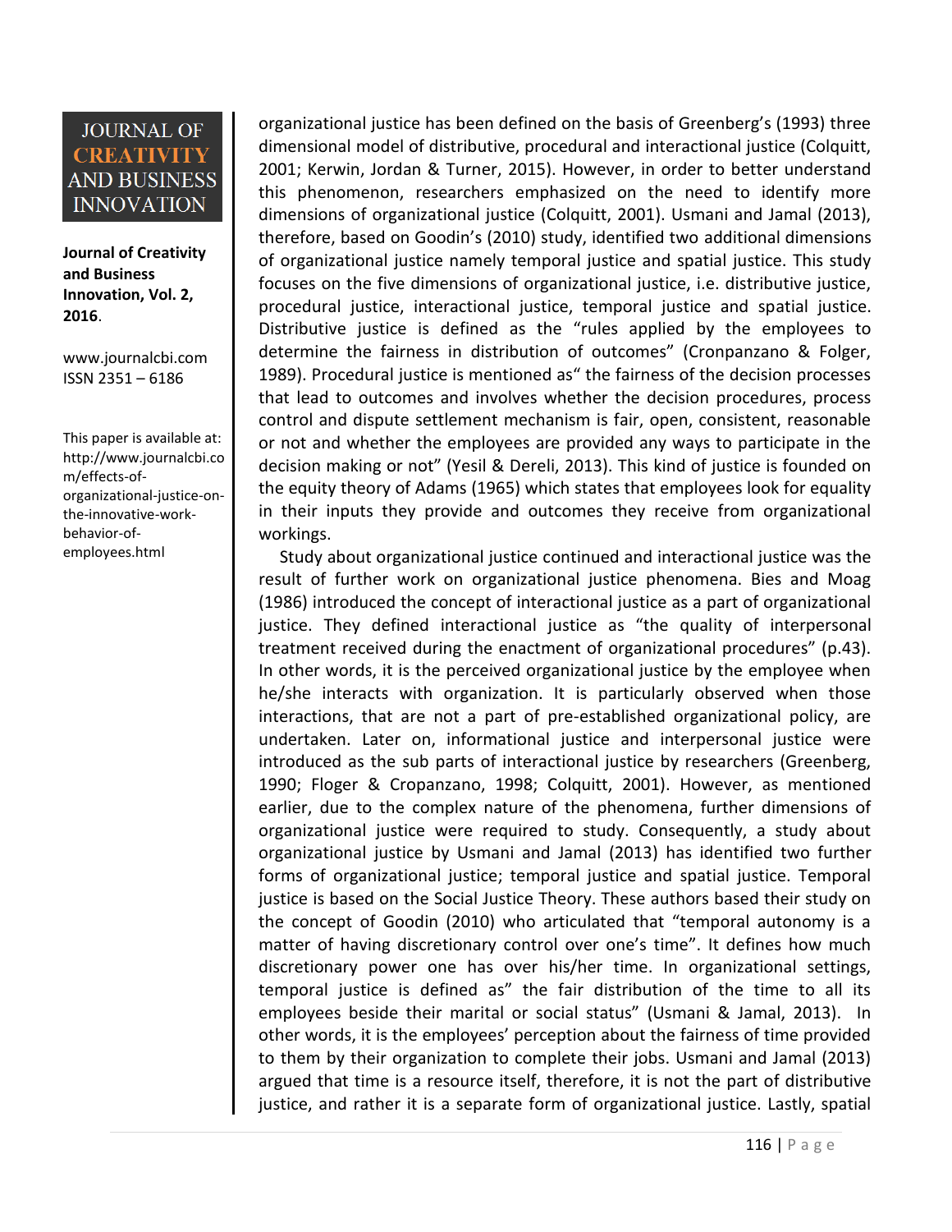organizational justice has been defined on the basis of Greenberg's (1993) three dimensional model of distributive, procedural and interactional justice (Colquitt, 2001; Kerwin, Jordan & Turner, 2015). However, in order to better understand this phenomenon, researchers emphasized on the need to identify more dimensions of organizational justice (Colquitt, 2001). Usmani and Jamal (2013), therefore, based on Goodin's (2010) study, identified two additional dimensions of organizational justice namely temporal justice and spatial justice. This study focuses on the five dimensions of organizational justice, i.e. distributive justice, procedural justice, interactional justice, temporal justice and spatial justice. Distributive justice is defined as the "rules applied by the employees to determine the fairness in distribution of outcomes" (Cronpanzano & Folger, 1989). Procedural justice is mentioned as" the fairness of the decision processes that lead to outcomes and involves whether the decision procedures, process control and dispute settlement mechanism is fair, open, consistent, reasonable or not and whether the employees are provided any ways to participate in the decision making or not" (Yesil & Dereli, 2013). This kind of justice is founded on the equity theory of Adams (1965) which states that employees look for equality in their inputs they provide and outcomes they receive from organizational workings.

Study about organizational justice continued and interactional justice was the result of further work on organizational justice phenomena. Bies and Moag (1986) introduced the concept of interactional justice as a part of organizational justice. They defined interactional justice as "the quality of interpersonal treatment received during the enactment of organizational procedures" (p.43). In other words, it is the perceived organizational justice by the employee when he/she interacts with organization. It is particularly observed when those interactions, that are not a part of pre-established organizational policy, are undertaken. Later on, informational justice and interpersonal justice were introduced as the sub parts of interactional justice by researchers (Greenberg, 1990; Floger & Cropanzano, 1998; Colquitt, 2001). However, as mentioned earlier, due to the complex nature of the phenomena, further dimensions of organizational justice were required to study. Consequently, a study about organizational justice by Usmani and Jamal (2013) has identified two further forms of organizational justice; temporal justice and spatial justice. Temporal justice is based on the Social Justice Theory. These authors based their study on the concept of Goodin (2010) who articulated that "temporal autonomy is a matter of having discretionary control over one's time". It defines how much discretionary power one has over his/her time. In organizational settings, temporal justice is defined as" the fair distribution of the time to all its employees beside their marital or social status" (Usmani & Jamal, 2013). In other words, it is the employees' perception about the fairness of time provided to them by their organization to complete their jobs. Usmani and Jamal (2013) argued that time is a resource itself, therefore, it is not the part of distributive justice, and rather it is a separate form of organizational justice. Lastly, spatial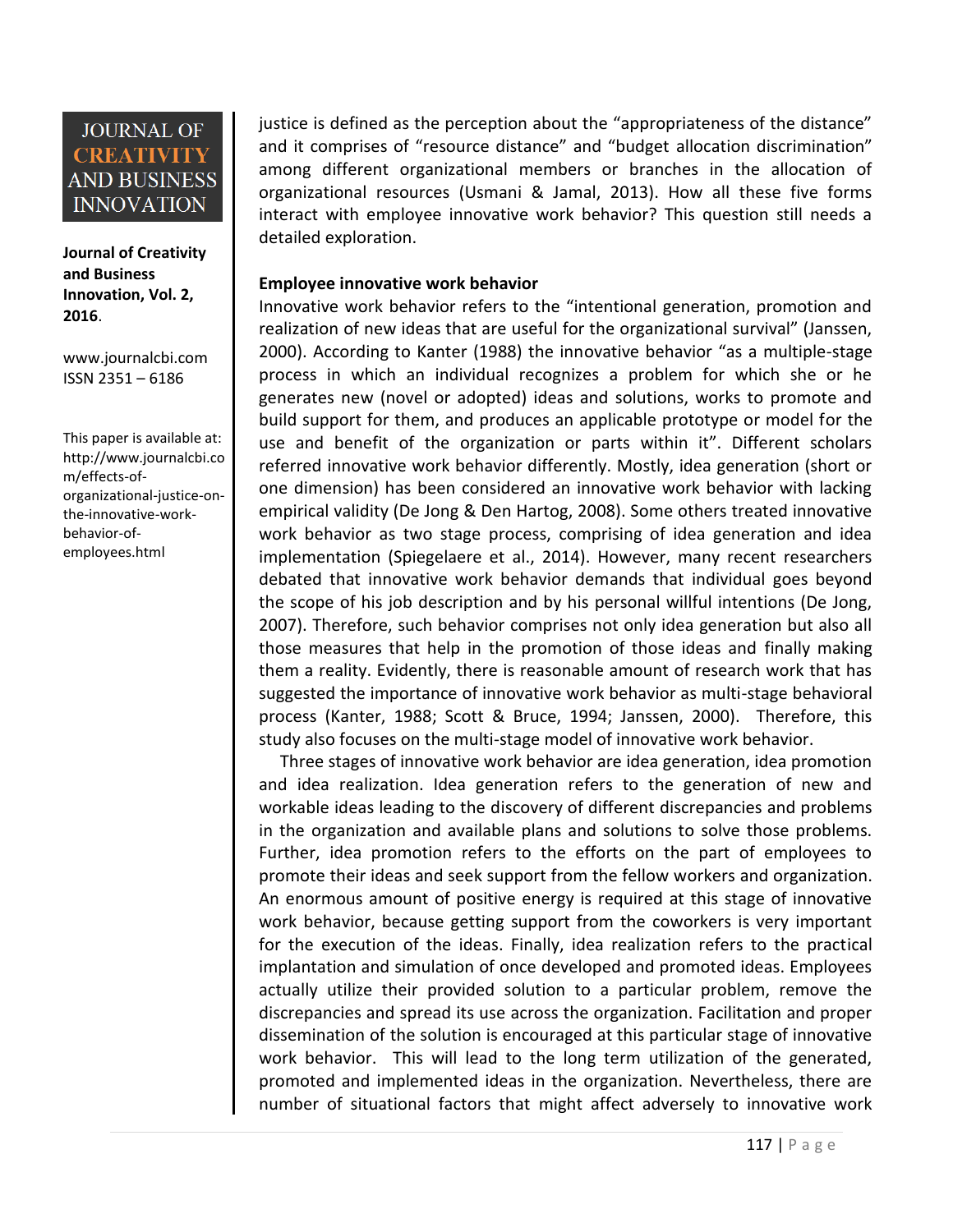justice is defined as the perception about the "appropriateness of the distance" and it comprises of "resource distance" and "budget allocation discrimination" among different organizational members or branches in the allocation of organizational resources (Usmani & Jamal, 2013). How all these five forms interact with employee innovative work behavior? This question still needs a detailed exploration.

**Employee innovative work behavior**

Innovative work behavior refers to the "intentional generation, promotion and realization of new ideas that are useful for the organizational survival" (Janssen, 2000). According to Kanter (1988) the innovative behavior "as a multiple-stage process in which an individual recognizes a problem for which she or he generates new (novel or adopted) ideas and solutions, works to promote and build support for them, and produces an applicable prototype or model for the use and benefit of the organization or parts within it". Different scholars referred innovative work behavior differently. Mostly, idea generation (short or one dimension) has been considered an innovative work behavior with lacking empirical validity (De Jong & Den Hartog, 2008). Some others treated innovative work behavior as two stage process, comprising of idea generation and idea implementation (Spiegelaere et al., 2014). However, many recent researchers debated that innovative work behavior demands that individual goes beyond the scope of his job description and by his personal willful intentions (De Jong, 2007). Therefore, such behavior comprises not only idea generation but also all those measures that help in the promotion of those ideas and finally making them a reality. Evidently, there is reasonable amount of research work that has suggested the importance of innovative work behavior as multi-stage behavioral process (Kanter, 1988; Scott & Bruce, 1994; Janssen, 2000). Therefore, this study also focuses on the multi-stage model of innovative work behavior.

Three stages of innovative work behavior are idea generation, idea promotion and idea realization. Idea generation refers to the generation of new and workable ideas leading to the discovery of different discrepancies and problems in the organization and available plans and solutions to solve those problems. Further, idea promotion refers to the efforts on the part of employees to promote their ideas and seek support from the fellow workers and organization. An enormous amount of positive energy is required at this stage of innovative work behavior, because getting support from the coworkers is very important for the execution of the ideas. Finally, idea realization refers to the practical implantation and simulation of once developed and promoted ideas. Employees actually utilize their provided solution to a particular problem, remove the discrepancies and spread its use across the organization. Facilitation and proper dissemination of the solution is encouraged at this particular stage of innovative work behavior. This will lead to the long term utilization of the generated, promoted and implemented ideas in the organization. Nevertheless, there are number of situational factors that might affect adversely to innovative work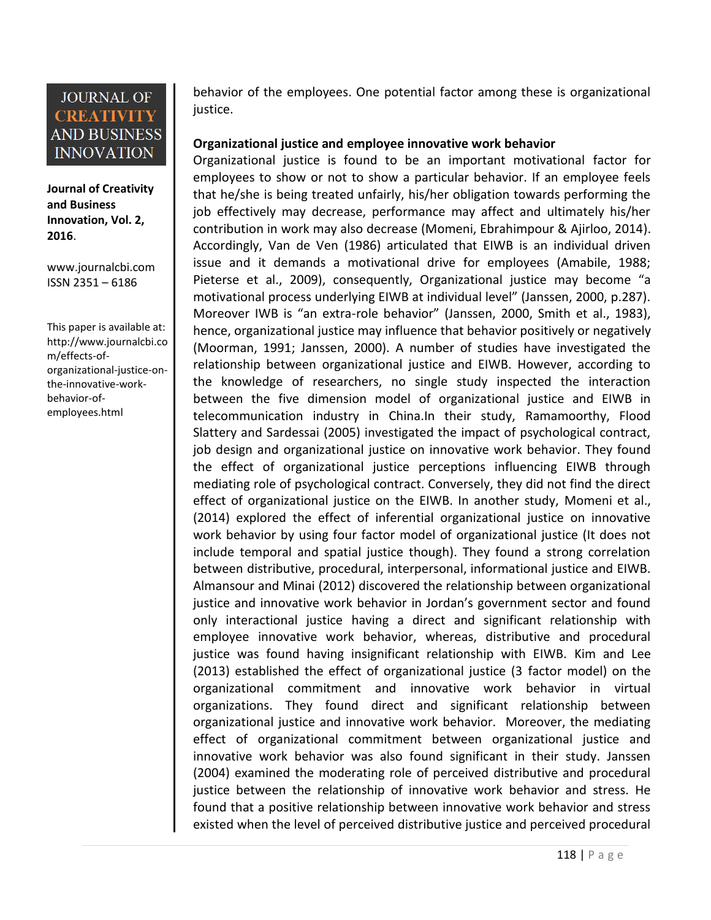behavior of the employees. One potential factor among these is organizational justice.

**Organizational justice and employee innovative work behavior**

Organizational justice is found to be an important motivational factor for employees to show or not to show a particular behavior. If an employee feels that he/she is being treated unfairly, his/her obligation towards performing the job effectively may decrease, performance may affect and ultimately his/her contribution in work may also decrease (Momeni, Ebrahimpour & Ajirloo, 2014). Accordingly, Van de Ven (1986) articulated that EIWB is an individual driven issue and it demands a motivational drive for employees (Amabile, 1988; Pieterse et al., 2009), consequently, Organizational justice may become "a motivational process underlying EIWB at individual level" (Janssen, 2000, p.287). Moreover IWB is "an extra-role behavior" (Janssen, 2000, Smith et al., 1983), hence, organizational justice may influence that behavior positively or negatively (Moorman, 1991; Janssen, 2000). A number of studies have investigated the relationship between organizational justice and EIWB. However, according to the knowledge of researchers, no single study inspected the interaction between the five dimension model of organizational justice and EIWB in telecommunication industry in China.In their study, Ramamoorthy, Flood Slattery and Sardessai (2005) investigated the impact of psychological contract, job design and organizational justice on innovative work behavior. They found the effect of organizational justice perceptions influencing EIWB through mediating role of psychological contract. Conversely, they did not find the direct effect of organizational justice on the EIWB. In another study, Momeni et al., (2014) explored the effect of inferential organizational justice on innovative work behavior by using four factor model of organizational justice (It does not include temporal and spatial justice though). They found a strong correlation between distributive, procedural, interpersonal, informational justice and EIWB. Almansour and Minai (2012) discovered the relationship between organizational justice and innovative work behavior in Jordan's government sector and found only interactional justice having a direct and significant relationship with employee innovative work behavior, whereas, distributive and procedural justice was found having insignificant relationship with EIWB. Kim and Lee (2013) established the effect of organizational justice (3 factor model) on the organizational commitment and innovative work behavior in virtual organizations. They found direct and significant relationship between organizational justice and innovative work behavior. Moreover, the mediating effect of organizational commitment between organizational justice and innovative work behavior was also found significant in their study. Janssen (2004) examined the moderating role of perceived distributive and procedural justice between the relationship of innovative work behavior and stress. He found that a positive relationship between innovative work behavior and stress existed when the level of perceived distributive justice and perceived procedural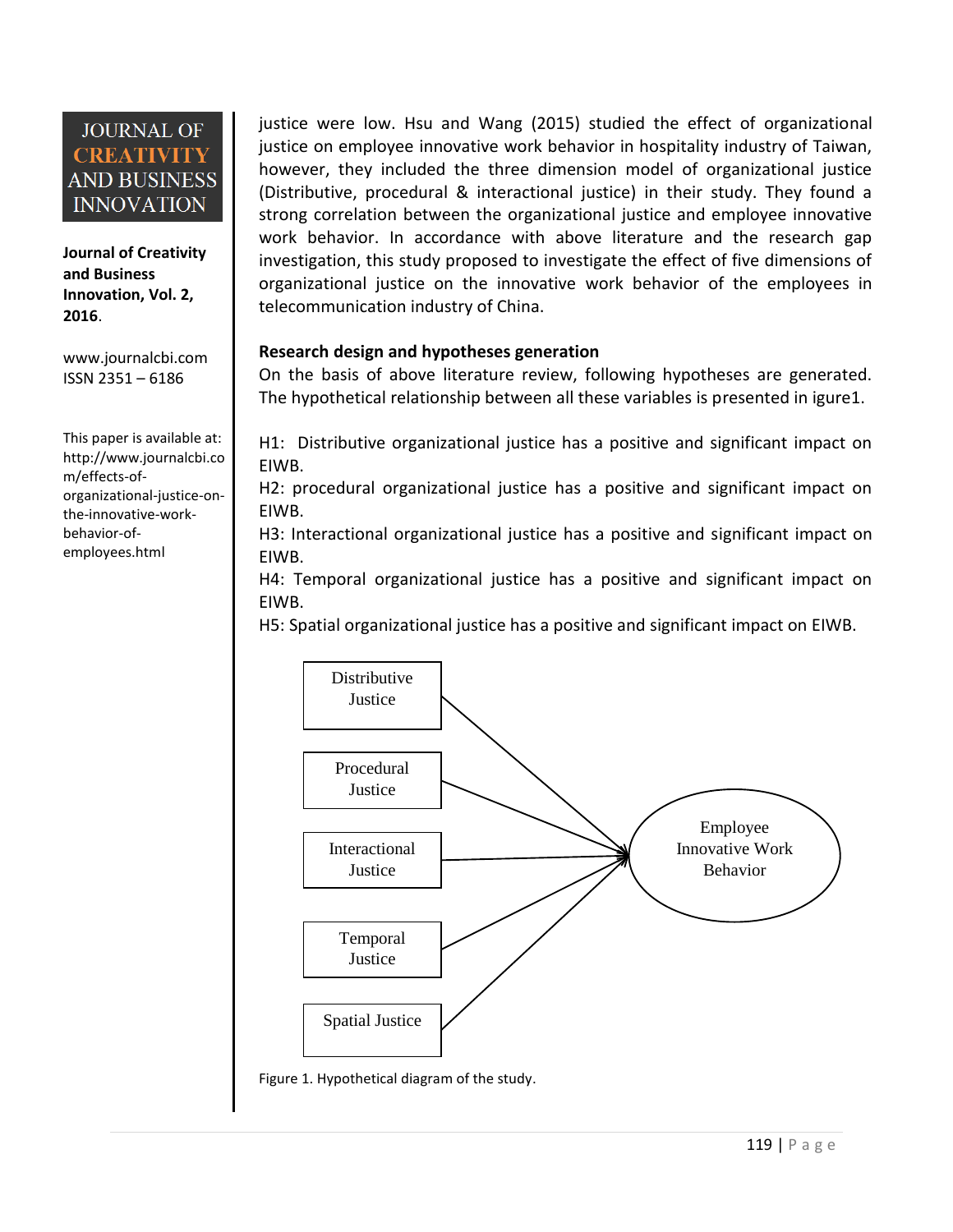justice were low. Hsu and Wang (2015) studied the effect of organizational justice on employee innovative work behavior in hospitality industry of Taiwan, however, they included the three dimension model of organizational justice (Distributive, procedural & interactional justice) in their study. They found a strong correlation between the organizational justice and employee innovative work behavior. In accordance with above literature and the research gap investigation, this study proposed to investigate the effect of five dimensions of organizational justice on the innovative work behavior of the employees in telecommunication industry of China.

**Research design and hypotheses generation**

On the basis of above literature review, following hypotheses are generated. The hypothetical relationship between all these variables is presented in igure1.

H1: Distributive organizational justice has a positive and significant impact on EIWB.
H2: procedural organizational justice has a positive and significant impact on EIWB.
H3: Interactional organizational justice has a positive and significant impact on EIWB.
H4: Temporal organizational justice has a positive and significant impact on EIWB.
H5: Spatial organizational justice has a positive and significant impact on EIWB.

Distributive Justice → Employee Innovative Work Behavior
Procedural Justice → Employee Innovative Work Behavior
Interactional Justice → Employee Innovative Work Behavior
Temporal Justice → Employee Innovative Work Behavior
Spatial Justice → Employee Innovative Work Behavior

Figure 1. Hypothetical diagram of the study.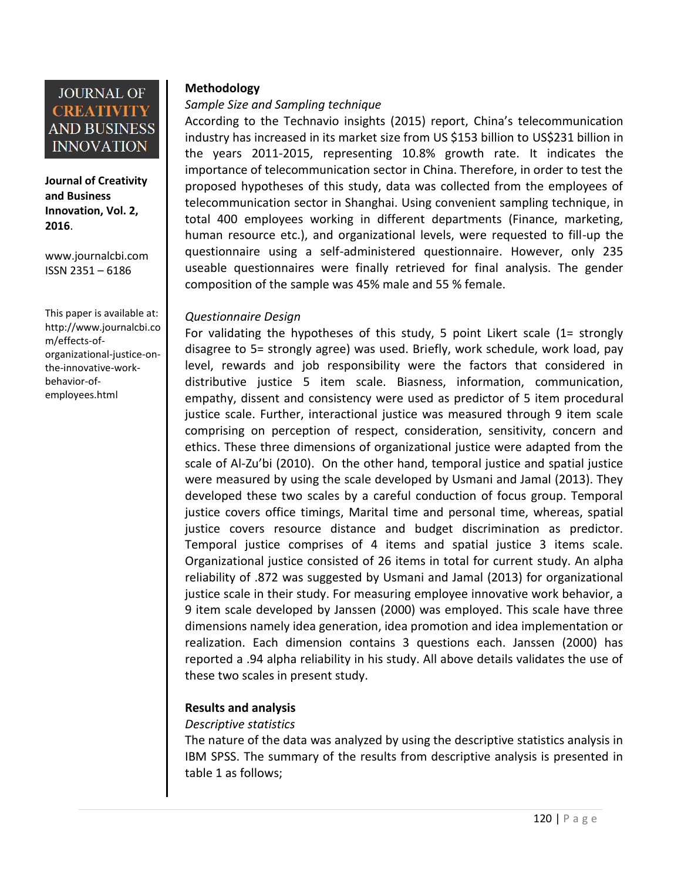## Methodology

*Sample Size and Sampling technique*

According to the Technavio insights (2015) report, China's telecommunication industry has increased in its market size from US \$153 billion to US\$231 billion in the years 2011-2015, representing 10.8% growth rate. It indicates the importance of telecommunication sector in China. Therefore, in order to test the proposed hypotheses of this study, data was collected from the employees of telecommunication sector in Shanghai. Using convenient sampling technique, in total 400 employees working in different departments (Finance, marketing, human resource etc.), and organizational levels, were requested to fill-up the questionnaire using a self-administered questionnaire. However, only 235 useable questionnaires were finally retrieved for final analysis. The gender composition of the sample was 45% male and 55 % female.

*Questionnaire Design*

For validating the hypotheses of this study, 5 point Likert scale (1= strongly disagree to 5= strongly agree) was used. Briefly, work schedule, work load, pay level, rewards and job responsibility were the factors that considered in distributive justice 5 item scale. Biasness, information, communication, empathy, dissent and consistency were used as predictor of 5 item procedural justice scale. Further, interactional justice was measured through 9 item scale comprising on perception of respect, consideration, sensitivity, concern and ethics. These three dimensions of organizational justice were adapted from the scale of Al-Zu'bi (2010). On the other hand, temporal justice and spatial justice were measured by using the scale developed by Usmani and Jamal (2013). They developed these two scales by a careful conduction of focus group. Temporal justice covers office timings, Marital time and personal time, whereas, spatial justice covers resource distance and budget discrimination as predictor. Temporal justice comprises of 4 items and spatial justice 3 items scale. Organizational justice consisted of 26 items in total for current study. An alpha reliability of .872 was suggested by Usmani and Jamal (2013) for organizational justice scale in their study. For measuring employee innovative work behavior, a 9 item scale developed by Janssen (2000) was employed. This scale have three dimensions namely idea generation, idea promotion and idea implementation or realization. Each dimension contains 3 questions each. Janssen (2000) has reported a .94 alpha reliability in his study. All above details validates the use of these two scales in present study.

## Results and analysis

*Descriptive statistics*

The nature of the data was analyzed by using the descriptive statistics analysis in IBM SPSS. The summary of the results from descriptive analysis is presented in table 1 as follows;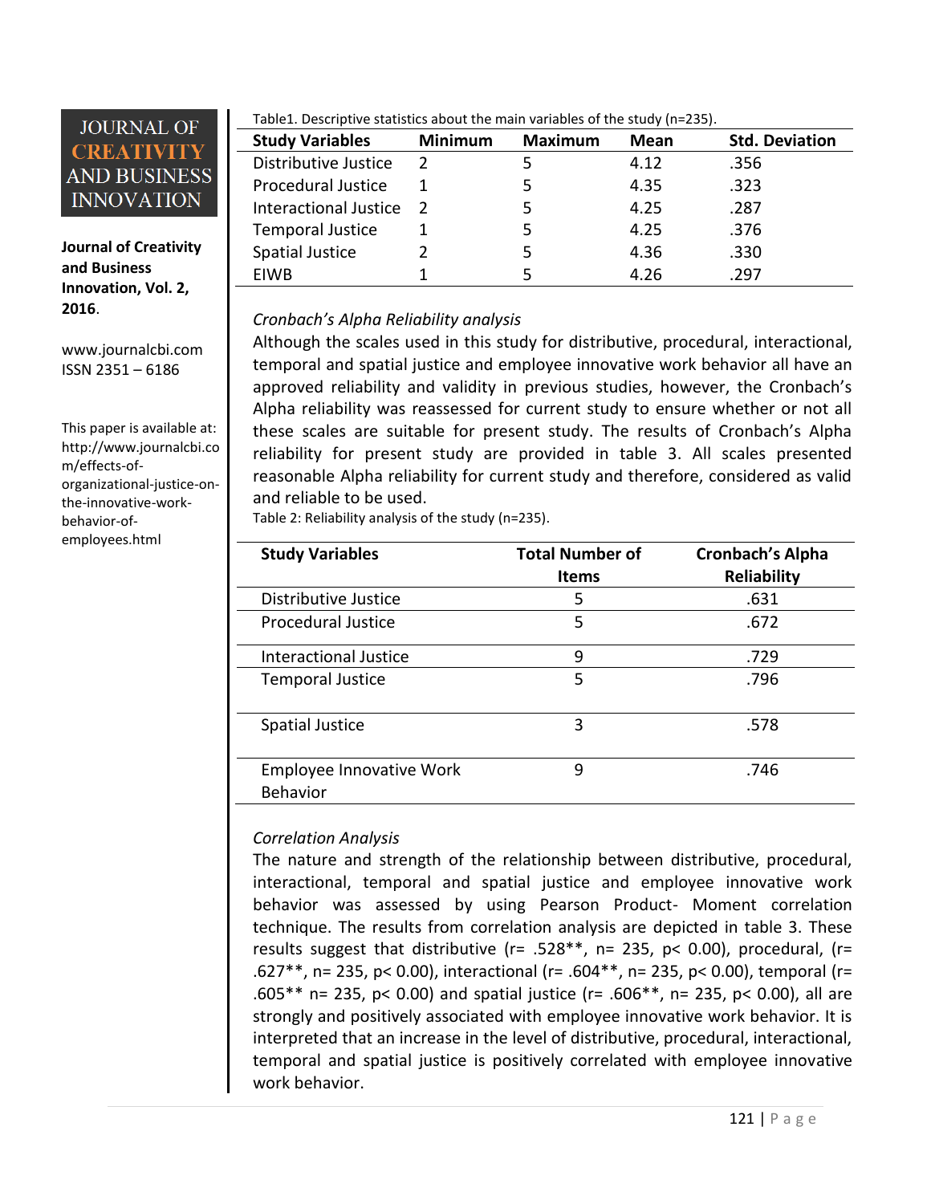Table1. Descriptive statistics about the main variables of the study (n=235).

| Study Variables | Minimum | Maximum | Mean | Std. Deviation |
|---|---|---|---|---|
| Distributive Justice | 2 | 5 | 4.12 | .356 |
| Procedural Justice | 1 | 5 | 4.35 | .323 |
| Interactional Justice | 2 | 5 | 4.25 | .287 |
| Temporal Justice | 1 | 5 | 4.25 | .376 |
| Spatial Justice | 2 | 5 | 4.36 | .330 |
| EIWB | 1 | 5 | 4.26 | .297 |

*Cronbach's Alpha Reliability analysis*

Although the scales used in this study for distributive, procedural, interactional, temporal and spatial justice and employee innovative work behavior all have an approved reliability and validity in previous studies, however, the Cronbach's Alpha reliability was reassessed for current study to ensure whether or not all these scales are suitable for present study. The results of Cronbach's Alpha reliability for present study are provided in table 3. All scales presented reasonable Alpha reliability for current study and therefore, considered as valid and reliable to be used.

Table 2: Reliability analysis of the study (n=235).

| Study Variables | Total Number of Items | Cronbach's Alpha Reliability |
|---|---|---|
| Distributive Justice | 5 | .631 |
| Procedural Justice | 5 | .672 |
| Interactional Justice | 9 | .729 |
| Temporal Justice | 5 | .796 |
| Spatial Justice | 3 | .578 |
| Employee Innovative Work Behavior | 9 | .746 |

*Correlation Analysis*

The nature and strength of the relationship between distributive, procedural, interactional, temporal and spatial justice and employee innovative work behavior was assessed by using Pearson Product- Moment correlation technique. The results from correlation analysis are depicted in table 3. These results suggest that distributive (r= .528**, n= 235, p< 0.00), procedural, (r= .627**, n= 235, p< 0.00), interactional (r= .604**, n= 235, p< 0.00), temporal (r= .605** n= 235, p< 0.00) and spatial justice (r= .606**, n= 235, p< 0.00), all are strongly and positively associated with employee innovative work behavior. It is interpreted that an increase in the level of distributive, procedural, interactional, temporal and spatial justice is positively correlated with employee innovative work behavior.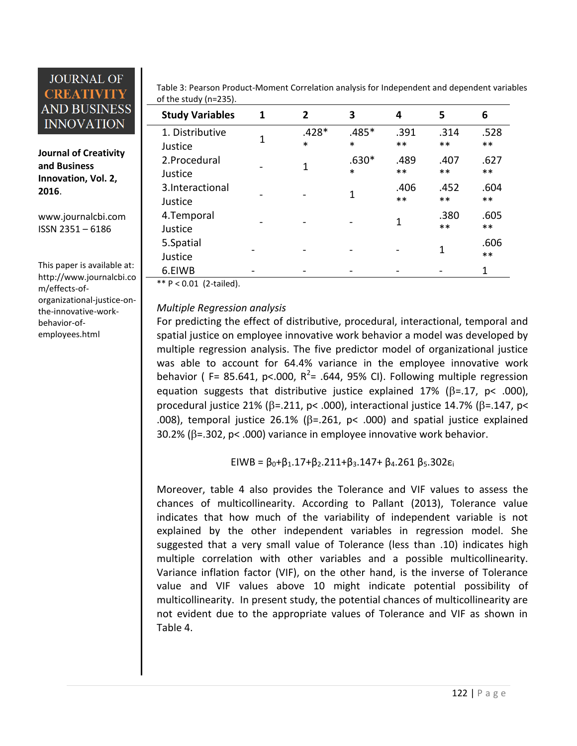Table 3: Pearson Product-Moment Correlation analysis for Independent and dependent variables of the study (n=235).

| Study Variables | 1 | 2 | 3 | 4 | 5 | 6 |
|---|---|---|---|---|---|---|
| 1. Distributive Justice | 1 | .428** | .485** | .391** | .314** | .528** |
| 2.Procedural Justice | - | 1 | .630** | .489** | .407** | .627** |
| 3.Interactional Justice | - | - | 1 | .406** | .452** | .604** |
| 4.Temporal Justice | - | - | - | 1 | .380** | .605** |
| 5.Spatial Justice | - | - | - | - | 1 | .606** |
| 6.EIWB | - | - | - | - | - | 1 |

** P < 0.01 (2-tailed).

*Multiple Regression analysis*

For predicting the effect of distributive, procedural, interactional, temporal and spatial justice on employee innovative work behavior a model was developed by multiple regression analysis. The five predictor model of organizational justice was able to account for 64.4% variance in the employee innovative work behavior ( F= 85.641, p<.000, $R^2$= .644, 95% CI). Following multiple regression equation suggests that distributive justice explained 17% ($\beta$=.17, p< .000), procedural justice 21% ($\beta$=.211, p< .000), interactional justice 14.7% ($\beta$=.147, p< .008), temporal justice 26.1% ($\beta$=.261, p< .000) and spatial justice explained 30.2% ($\beta$=.302, p< .000) variance in employee innovative work behavior.

$$EIWB = \beta_0 + \beta_1.17 + \beta_2.211 + \beta_3.147 + \beta_4.261\ \beta_5.302\varepsilon_i$$

Moreover, table 4 also provides the Tolerance and VIF values to assess the chances of multicollinearity. According to Pallant (2013), Tolerance value indicates that how much of the variability of independent variable is not explained by the other independent variables in regression model. She suggested that a very small value of Tolerance (less than .10) indicates high multiple correlation with other variables and a possible multicollinearity. Variance inflation factor (VIF), on the other hand, is the inverse of Tolerance value and VIF values above 10 might indicate potential possibility of multicollinearity. In present study, the potential chances of multicollinearity are not evident due to the appropriate values of Tolerance and VIF as shown in Table 4.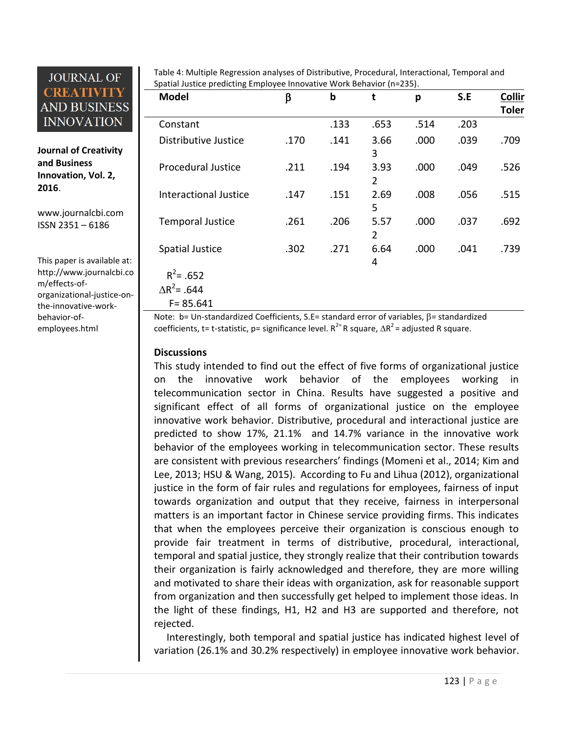Table 4: Multiple Regression analyses of Distributive, Procedural, Interactional, Temporal and Spatial Justice predicting Employee Innovative Work Behavior (n=235).

| Model | β | b | t | p | S.E | Collir Toler |
|---|---|---|---|---|---|---|
| Constant | | .133 | .653 | .514 | .203 | |
| Distributive Justice | .170 | .141 | 3.663 | .000 | .039 | .709 |
| Procedural Justice | .211 | .194 | 3.932 | .000 | .049 | .526 |
| Interactional Justice | .147 | .151 | 2.695 | .008 | .056 | .515 |
| Temporal Justice | .261 | .206 | 5.572 | .000 | .037 | .692 |
| Spatial Justice | .302 | .271 | 6.644 | .000 | .041 | .739 |
| $R^2$= .652 | | | | | | |
| $\Delta R^2$= .644 | | | | | | |
| F= 85.641 | | | | | | |

Note: b= Un-standardized Coefficients, S.E= standard error of variables, β= standardized coefficients, t= t-statistic, p= significance level. $R^2$= R square, $\Delta R^2$ = adjusted R square.

### Discussions

This study intended to find out the effect of five forms of organizational justice on the innovative work behavior of the employees working in telecommunication sector in China. Results have suggested a positive and significant effect of all forms of organizational justice on the employee innovative work behavior. Distributive, procedural and interactional justice are predicted to show 17%, 21.1% and 14.7% variance in the innovative work behavior of the employees working in telecommunication sector. These results are consistent with previous researchers' findings (Momeni et al., 2014; Kim and Lee, 2013; HSU & Wang, 2015). According to Fu and Lihua (2012), organizational justice in the form of fair rules and regulations for employees, fairness of input towards organization and output that they receive, fairness in interpersonal matters is an important factor in Chinese service providing firms. This indicates that when the employees perceive their organization is conscious enough to provide fair treatment in terms of distributive, procedural, interactional, temporal and spatial justice, they strongly realize that their contribution towards their organization is fairly acknowledged and therefore, they are more willing and motivated to share their ideas with organization, ask for reasonable support from organization and then successfully get helped to implement those ideas. In the light of these findings, H1, H2 and H3 are supported and therefore, not rejected.

Interestingly, both temporal and spatial justice has indicated highest level of variation (26.1% and 30.2% respectively) in employee innovative work behavior.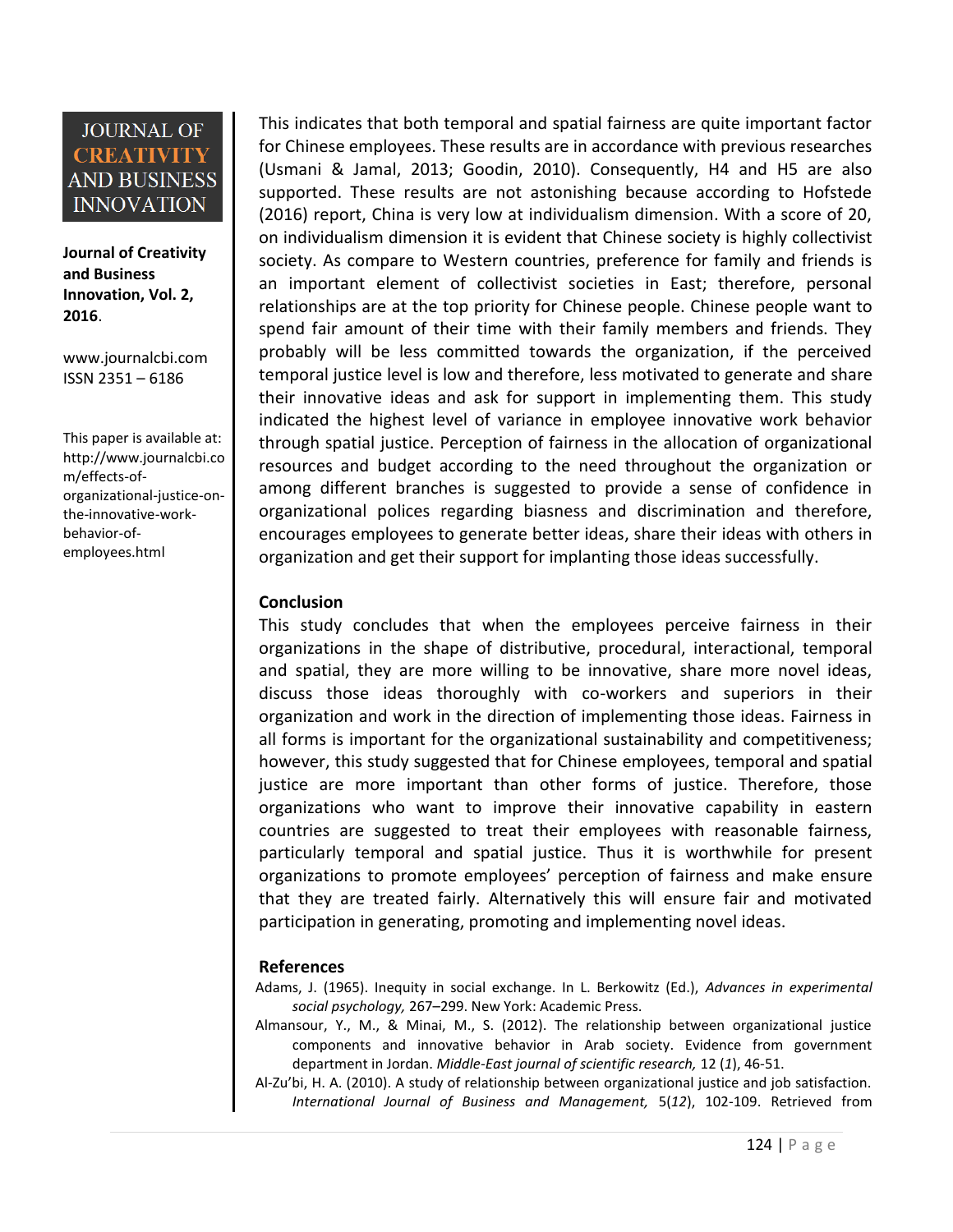This indicates that both temporal and spatial fairness are quite important factor for Chinese employees. These results are in accordance with previous researches (Usmani & Jamal, 2013; Goodin, 2010). Consequently, H4 and H5 are also supported. These results are not astonishing because according to Hofstede (2016) report, China is very low at individualism dimension. With a score of 20, on individualism dimension it is evident that Chinese society is highly collectivist society. As compare to Western countries, preference for family and friends is an important element of collectivist societies in East; therefore, personal relationships are at the top priority for Chinese people. Chinese people want to spend fair amount of their time with their family members and friends. They probably will be less committed towards the organization, if the perceived temporal justice level is low and therefore, less motivated to generate and share their innovative ideas and ask for support in implementing them. This study indicated the highest level of variance in employee innovative work behavior through spatial justice. Perception of fairness in the allocation of organizational resources and budget according to the need throughout the organization or among different branches is suggested to provide a sense of confidence in organizational polices regarding biasness and discrimination and therefore, encourages employees to generate better ideas, share their ideas with others in organization and get their support for implanting those ideas successfully.

## Conclusion

This study concludes that when the employees perceive fairness in their organizations in the shape of distributive, procedural, interactional, temporal and spatial, they are more willing to be innovative, share more novel ideas, discuss those ideas thoroughly with co-workers and superiors in their organization and work in the direction of implementing those ideas. Fairness in all forms is important for the organizational sustainability and competitiveness; however, this study suggested that for Chinese employees, temporal and spatial justice are more important than other forms of justice. Therefore, those organizations who want to improve their innovative capability in eastern countries are suggested to treat their employees with reasonable fairness, particularly temporal and spatial justice. Thus it is worthwhile for present organizations to promote employees' perception of fairness and make ensure that they are treated fairly. Alternatively this will ensure fair and motivated participation in generating, promoting and implementing novel ideas.

## References

Adams, J. (1965). Inequity in social exchange. In L. Berkowitz (Ed.), *Advances in experimental social psychology,* 267–299. New York: Academic Press.

Almansour, Y., M., & Minai, M., S. (2012). The relationship between organizational justice components and innovative behavior in Arab society. Evidence from government department in Jordan. *Middle-East journal of scientific research,* 12 (*1*), 46-51.

Al-Zu'bi, H. A. (2010). A study of relationship between organizational justice and job satisfaction. *International Journal of Business and Management,* 5(*12*), 102-109. Retrieved from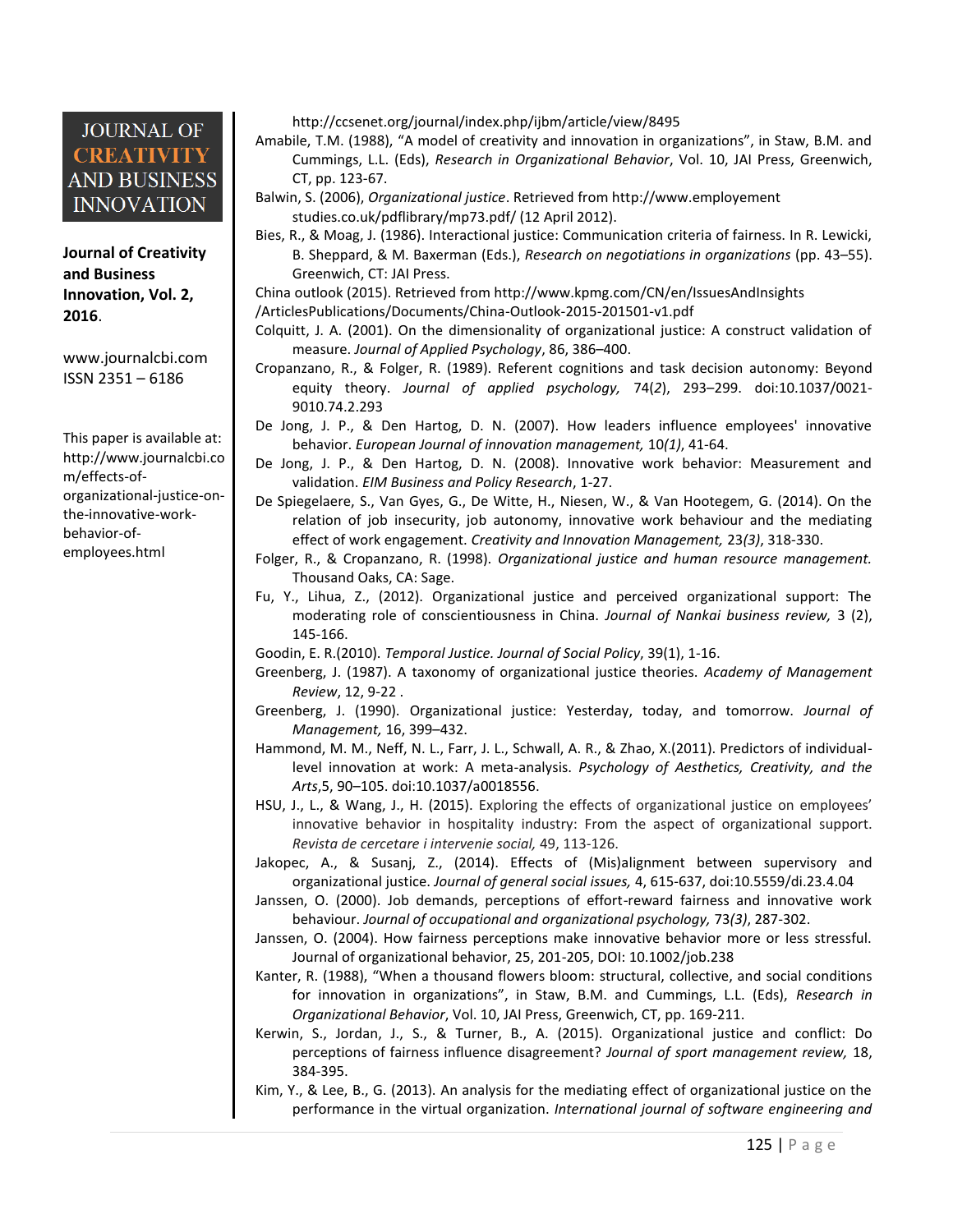http://ccsenet.org/journal/index.php/ijbm/article/view/8495

Amabile, T.M. (1988), "A model of creativity and innovation in organizations", in Staw, B.M. and Cummings, L.L. (Eds), *Research in Organizational Behavior*, Vol. 10, JAI Press, Greenwich, CT, pp. 123-67.

Balwin, S. (2006), *Organizational justice*. Retrieved from http://www.employement studies.co.uk/pdflibrary/mp73.pdf/ (12 April 2012).

Bies, R., & Moag, J. (1986). Interactional justice: Communication criteria of fairness. In R. Lewicki, B. Sheppard, & M. Baxerman (Eds.), *Research on negotiations in organizations* (pp. 43–55). Greenwich, CT: JAI Press.

China outlook (2015). Retrieved from http://www.kpmg.com/CN/en/IssuesAndInsights /ArticlesPublications/Documents/China-Outlook-2015-201501-v1.pdf

Colquitt, J. A. (2001). On the dimensionality of organizational justice: A construct validation of measure. *Journal of Applied Psychology*, 86, 386–400.

Cropanzano, R., & Folger, R. (1989). Referent cognitions and task decision autonomy: Beyond equity theory. *Journal of applied psychology,* 74(*2*), 293–299. doi:10.1037/0021-9010.74.2.293

De Jong, J. P., & Den Hartog, D. N. (2007). How leaders influence employees' innovative behavior. *European Journal of innovation management,* 10*(1)*, 41-64.

De Jong, J. P., & Den Hartog, D. N. (2008). Innovative work behavior: Measurement and validation. *EIM Business and Policy Research*, 1-27.

De Spiegelaere, S., Van Gyes, G., De Witte, H., Niesen, W., & Van Hootegem, G. (2014). On the relation of job insecurity, job autonomy, innovative work behaviour and the mediating effect of work engagement. *Creativity and Innovation Management,* 23*(3)*, 318-330.

Folger, R., & Cropanzano, R. (1998). *Organizational justice and human resource management.* Thousand Oaks, CA: Sage.

Fu, Y., Lihua, Z., (2012). Organizational justice and perceived organizational support: The moderating role of conscientiousness in China. *Journal of Nankai business review,* 3 (2), 145-166.

Goodin, E. R.(2010). *Temporal Justice. Journal of Social Policy*, 39(1), 1-16.

Greenberg, J. (1987). A taxonomy of organizational justice theories. *Academy of Management Review*, 12, 9-22 .

Greenberg, J. (1990). Organizational justice: Yesterday, today, and tomorrow. *Journal of Management,* 16, 399–432.

Hammond, M. M., Neff, N. L., Farr, J. L., Schwall, A. R., & Zhao, X.(2011). Predictors of individual-level innovation at work: A meta-analysis. *Psychology of Aesthetics, Creativity, and the Arts*,5, 90–105. doi:10.1037/a0018556.

HSU, J., L., & Wang, J., H. (2015). Exploring the effects of organizational justice on employees' innovative behavior in hospitality industry: From the aspect of organizational support. *Revista de cercetare i intervenie social,* 49, 113-126.

Jakopec, A., & Susanj, Z., (2014). Effects of (Mis)alignment between supervisory and organizational justice. *Journal of general social issues,* 4, 615-637, doi:10.5559/di.23.4.04

Janssen, O. (2000). Job demands, perceptions of effort-reward fairness and innovative work behaviour. *Journal of occupational and organizational psychology,* 73*(3)*, 287-302.

Janssen, O. (2004). How fairness perceptions make innovative behavior more or less stressful. Journal of organizational behavior, 25, 201-205, DOI: 10.1002/job.238

Kanter, R. (1988), "When a thousand flowers bloom: structural, collective, and social conditions for innovation in organizations", in Staw, B.M. and Cummings, L.L. (Eds), *Research in Organizational Behavior*, Vol. 10, JAI Press, Greenwich, CT, pp. 169-211.

Kerwin, S., Jordan, J., S., & Turner, B., A. (2015). Organizational justice and conflict: Do perceptions of fairness influence disagreement? *Journal of sport management review,* 18, 384-395.

Kim, Y., & Lee, B., G. (2013). An analysis for the mediating effect of organizational justice on the performance in the virtual organization. *International journal of software engineering and*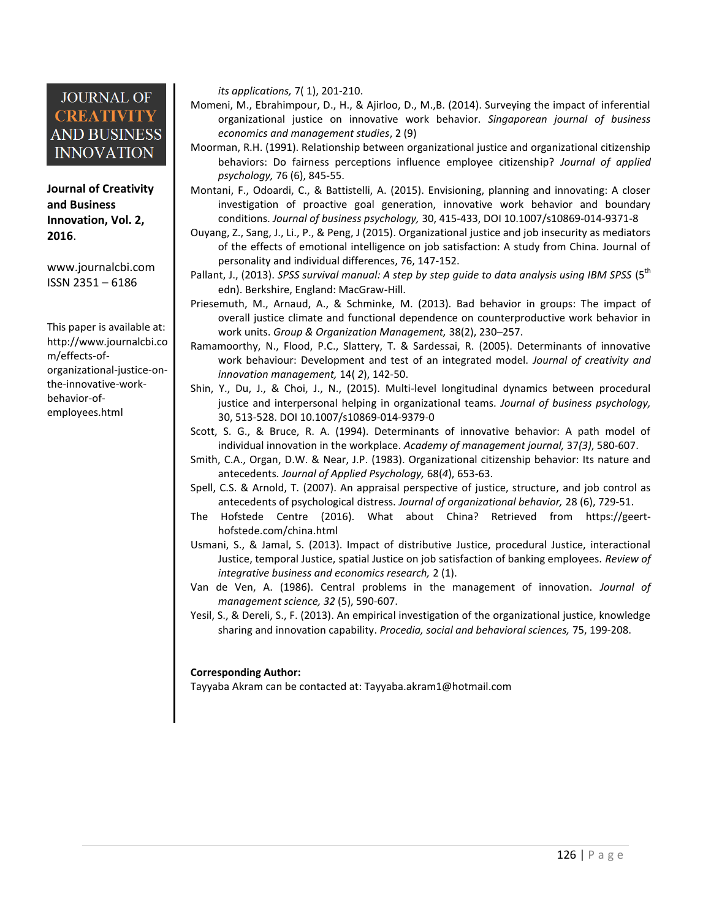*its applications,* 7( 1), 201-210.

Momeni, M., Ebrahimpour, D., H., & Ajirloo, D., M.,B. (2014). Surveying the impact of inferential organizational justice on innovative work behavior. *Singaporean journal of business economics and management studies*, 2 (9)

Moorman, R.H. (1991). Relationship between organizational justice and organizational citizenship behaviors: Do fairness perceptions influence employee citizenship? *Journal of applied psychology,* 76 (6), 845-55.

Montani, F., Odoardi, C., & Battistelli, A. (2015). Envisioning, planning and innovating: A closer investigation of proactive goal generation, innovative work behavior and boundary conditions. *Journal of business psychology,* 30, 415-433, DOI 10.1007/s10869-014-9371-8

Ouyang, Z., Sang, J., Li., P., & Peng, J (2015). Organizational justice and job insecurity as mediators of the effects of emotional intelligence on job satisfaction: A study from China. Journal of personality and individual differences, 76, 147-152.

Pallant, J., (2013). *SPSS survival manual: A step by step guide to data analysis using IBM SPSS* (5th edn). Berkshire, England: MacGraw-Hill.

Priesemuth, M., Arnaud, A., & Schminke, M. (2013). Bad behavior in groups: The impact of overall justice climate and functional dependence on counterproductive work behavior in work units. *Group & Organization Management,* 38(2), 230–257.

Ramamoorthy, N., Flood, P.C., Slattery, T. & Sardessai, R. (2005). Determinants of innovative work behaviour: Development and test of an integrated model. *Journal of creativity and innovation management,* 14( *2*), 142-50.

Shin, Y., Du, J., & Choi, J., N., (2015). Multi-level longitudinal dynamics between procedural justice and interpersonal helping in organizational teams. *Journal of business psychology,* 30, 513-528. DOI 10.1007/s10869-014-9379-0

Scott, S. G., & Bruce, R. A. (1994). Determinants of innovative behavior: A path model of individual innovation in the workplace. *Academy of management journal,* 37*(3)*, 580-607.

Smith, C.A., Organ, D.W. & Near, J.P. (1983). Organizational citizenship behavior: Its nature and antecedents. *Journal of Applied Psychology,* 68(*4*), 653-63.

Spell, C.S. & Arnold, T. (2007). An appraisal perspective of justice, structure, and job control as antecedents of psychological distress. *Journal of organizational behavior,* 28 (6), 729-51.

The Hofstede Centre (2016). What about China? Retrieved from https://geert-hofstede.com/china.html

Usmani, S., & Jamal, S. (2013). Impact of distributive Justice, procedural Justice, interactional Justice, temporal Justice, spatial Justice on job satisfaction of banking employees. *Review of integrative business and economics research,* 2 (1).

Van de Ven, A. (1986). Central problems in the management of innovation. *Journal of management science, 32* (5), 590-607.

Yesil, S., & Dereli, S., F. (2013). An empirical investigation of the organizational justice, knowledge sharing and innovation capability. *Procedia, social and behavioral sciences,* 75, 199-208.

**Corresponding Author:**

Tayyaba Akram can be contacted at: Tayyaba.akram1@hotmail.com